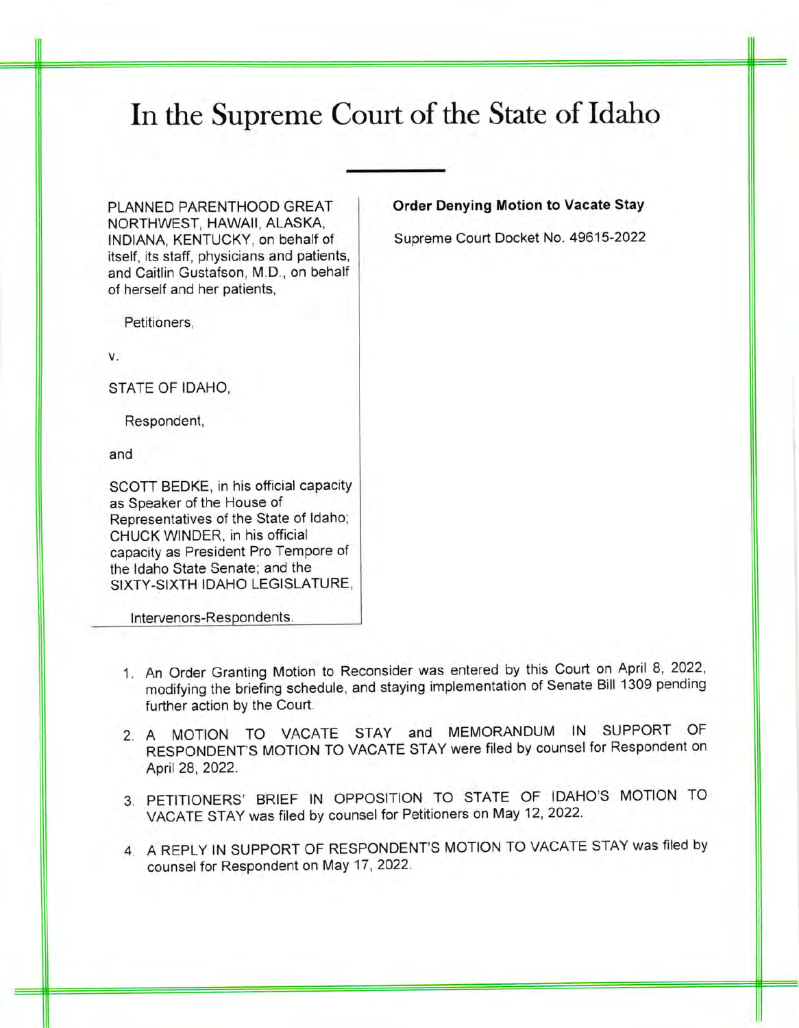# In the Supreme Court of the State of Idaho

PLANNED PARENTHOOD GREAT NORTHWEST, HAWAII, ALASKA, INDIANA, KENTUCKY, on behalf of itself, its staff, physicians and patients, and Caitlin Gustafson, M.D., on behalf of herself and her patients,

Petitioners,

v.

STATE OF IDAHO,

Respondent,

and

SCOTT BEDKE, in his official capacity as Speaker of the House of Representatives of the State of Idaho; CHUCK WINDER, in his official capacity as President Pro Tempore of the Idaho State Senate; and the SIXTY-SIXTH IDAHO LEGISLATURE,

Intervenors-Respondents.

**Order Denying Motion to Vacate Stay**

Supreme Court Docket No. 49615-2022

1. An Order Granting Motion to Reconsider was entered by this Court on April 8, 2022, modifying the briefing schedule, and staying implementation of Senate Bill 1309 pending further action by the Court.
2. A MOTION TO VACATE STAY and MEMORANDUM IN SUPPORT OF RESPONDENT'S MOTION TO VACATE STAY were filed by counsel for Respondent on April 28, 2022.
3. PETITIONERS' BRIEF IN OPPOSITION TO STATE OF IDAHO'S MOTION TO VACATE STAY was filed by counsel for Petitioners on May 12, 2022.
4. A REPLY IN SUPPORT OF RESPONDENT'S MOTION TO VACATE STAY was filed by counsel for Respondent on May 17, 2022.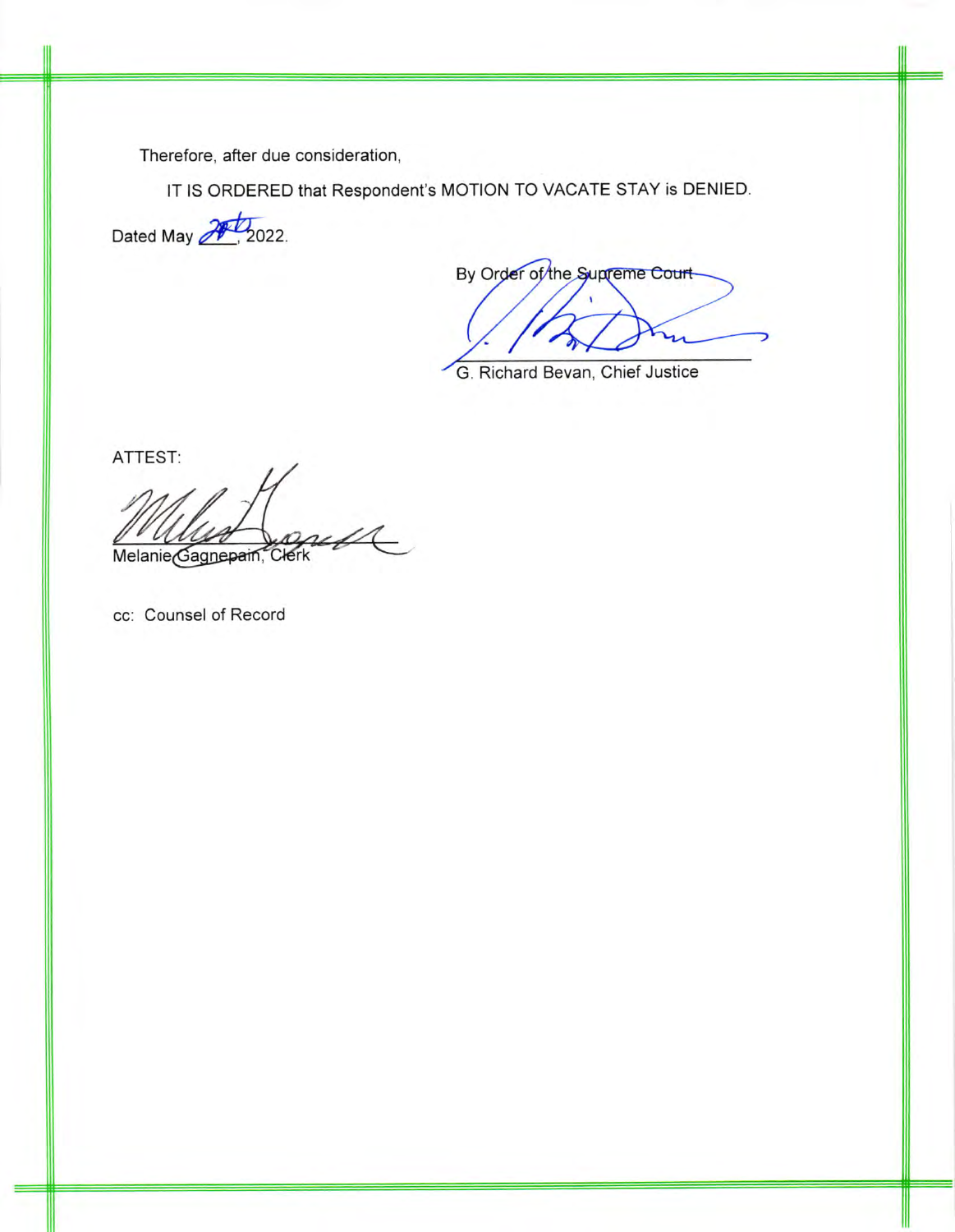Therefore, after due consideration,

IT IS ORDERED that Respondent's MOTION TO VACATE STAY is DENIED.

Dated May 20th, 2022.

By Order of the Supreme Court

G. Richard Bevan, Chief Justice

ATTEST:

Melanie Gagnepain, Clerk

cc: Counsel of Record